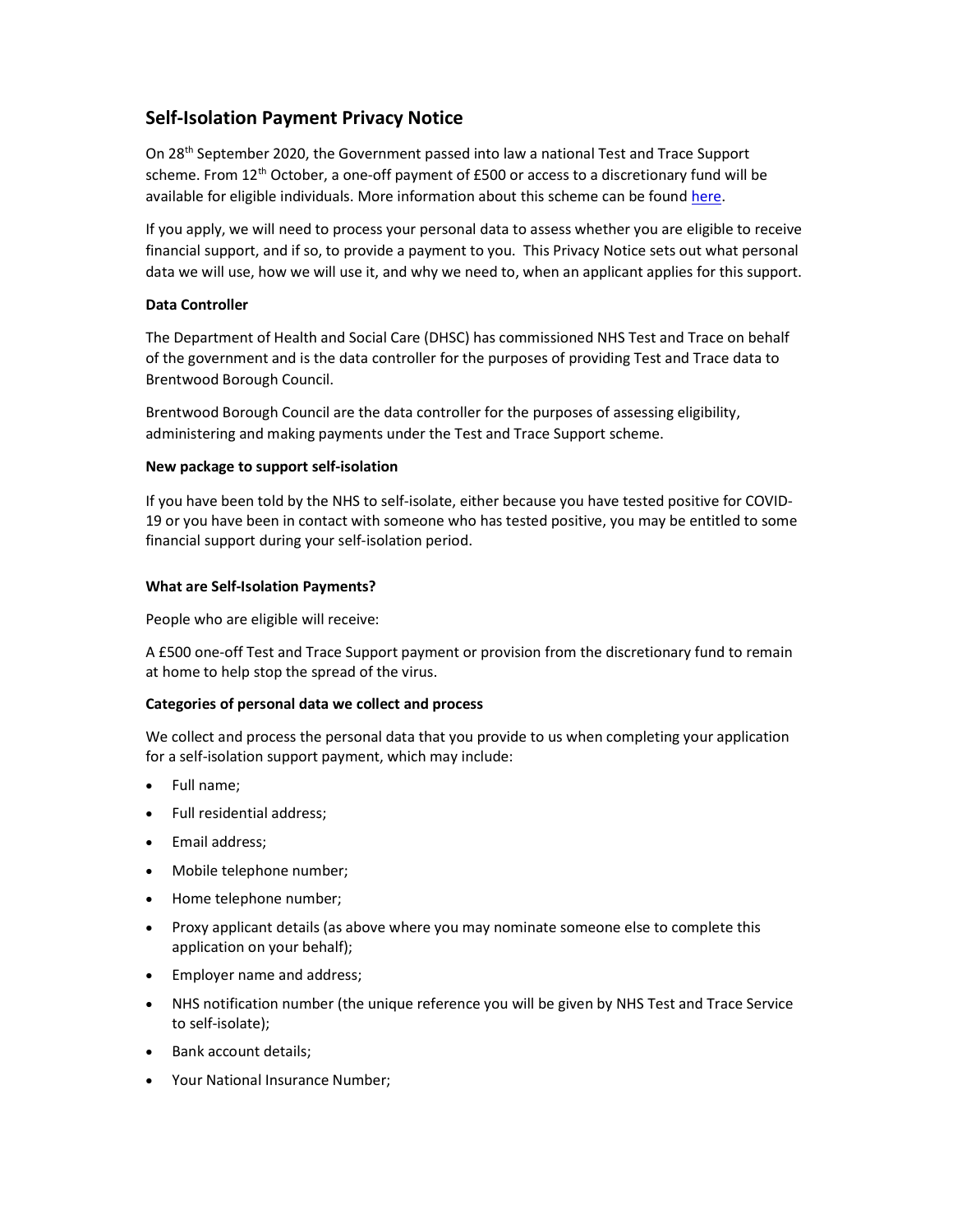# Self-Isolation Payment Privacy Notice

On 28th September 2020, the Government passed into law a national Test and Trace Support scheme. From 12th October, a one-off payment of £500 or access to a discretionary fund will be available for eligible individuals. More information about this scheme can be found here.

If you apply, we will need to process your personal data to assess whether you are eligible to receive financial support, and if so, to provide a payment to you. This Privacy Notice sets out what personal data we will use, how we will use it, and why we need to, when an applicant applies for this support.

**Data Controller**

The Department of Health and Social Care (DHSC) has commissioned NHS Test and Trace on behalf of the government and is the data controller for the purposes of providing Test and Trace data to Brentwood Borough Council.

Brentwood Borough Council are the data controller for the purposes of assessing eligibility, administering and making payments under the Test and Trace Support scheme.

**New package to support self-isolation**

If you have been told by the NHS to self-isolate, either because you have tested positive for COVID-19 or you have been in contact with someone who has tested positive, you may be entitled to some financial support during your self-isolation period.

**What are Self-Isolation Payments?**

People who are eligible will receive:

A £500 one-off Test and Trace Support payment or provision from the discretionary fund to remain at home to help stop the spread of the virus.

**Categories of personal data we collect and process**

We collect and process the personal data that you provide to us when completing your application for a self-isolation support payment, which may include:

- Full name;
- Full residential address;
- Email address;
- Mobile telephone number;
- Home telephone number;
- Proxy applicant details (as above where you may nominate someone else to complete this application on your behalf);
- Employer name and address;
- NHS notification number (the unique reference you will be given by NHS Test and Trace Service to self-isolate);
- Bank account details;
- Your National Insurance Number;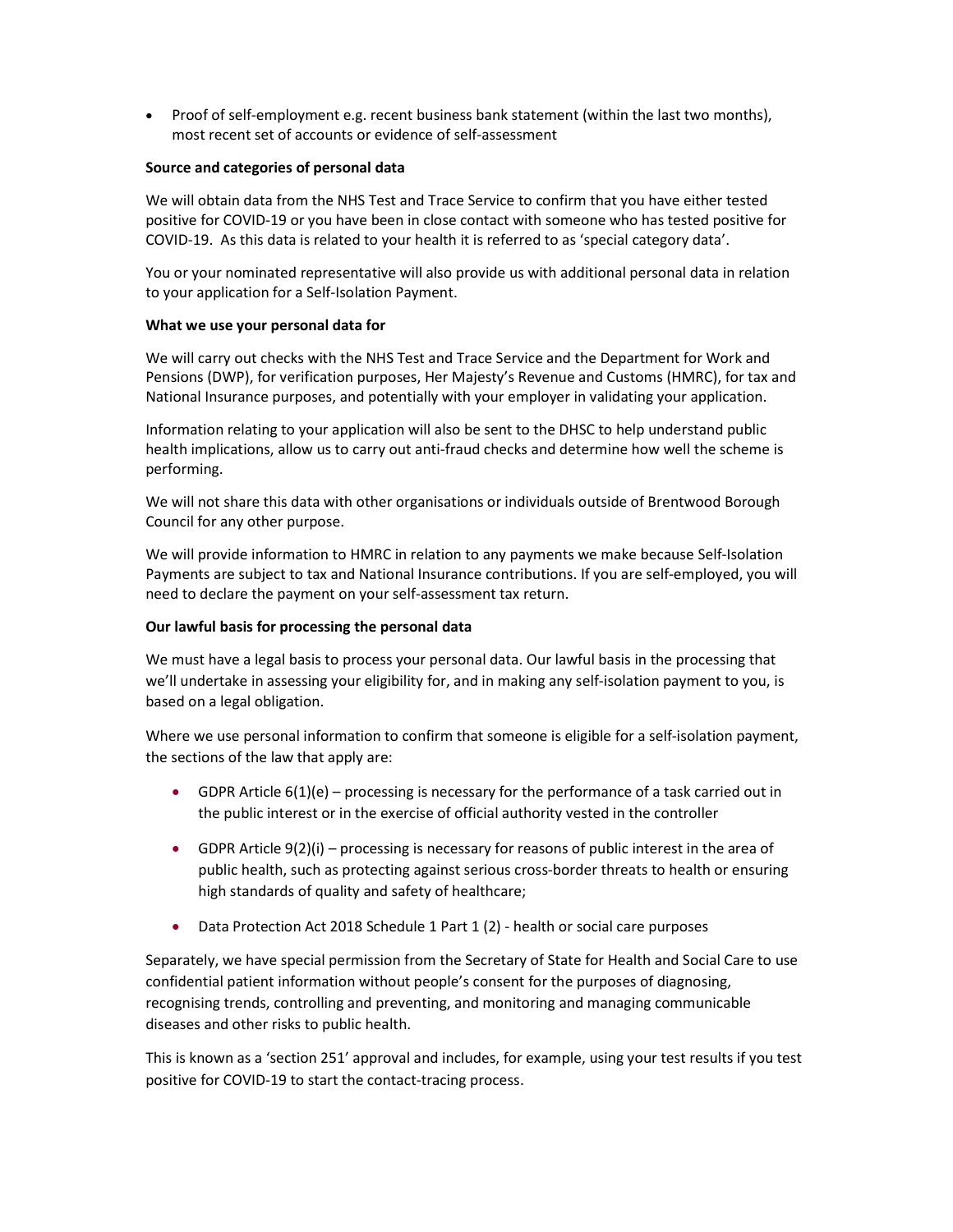- Proof of self-employment e.g. recent business bank statement (within the last two months), most recent set of accounts or evidence of self-assessment

**Source and categories of personal data**

We will obtain data from the NHS Test and Trace Service to confirm that you have either tested positive for COVID-19 or you have been in close contact with someone who has tested positive for COVID-19. As this data is related to your health it is referred to as 'special category data'.

You or your nominated representative will also provide us with additional personal data in relation to your application for a Self-Isolation Payment.

**What we use your personal data for**

We will carry out checks with the NHS Test and Trace Service and the Department for Work and Pensions (DWP), for verification purposes, Her Majesty's Revenue and Customs (HMRC), for tax and National Insurance purposes, and potentially with your employer in validating your application.

Information relating to your application will also be sent to the DHSC to help understand public health implications, allow us to carry out anti-fraud checks and determine how well the scheme is performing.

We will not share this data with other organisations or individuals outside of Brentwood Borough Council for any other purpose.

We will provide information to HMRC in relation to any payments we make because Self-Isolation Payments are subject to tax and National Insurance contributions. If you are self-employed, you will need to declare the payment on your self-assessment tax return.

**Our lawful basis for processing the personal data**

We must have a legal basis to process your personal data. Our lawful basis in the processing that we'll undertake in assessing your eligibility for, and in making any self-isolation payment to you, is based on a legal obligation.

Where we use personal information to confirm that someone is eligible for a self-isolation payment, the sections of the law that apply are:

- GDPR Article 6(1)(e) – processing is necessary for the performance of a task carried out in the public interest or in the exercise of official authority vested in the controller
- GDPR Article 9(2)(i) – processing is necessary for reasons of public interest in the area of public health, such as protecting against serious cross-border threats to health or ensuring high standards of quality and safety of healthcare;
- Data Protection Act 2018 Schedule 1 Part 1 (2) - health or social care purposes

Separately, we have special permission from the Secretary of State for Health and Social Care to use confidential patient information without people's consent for the purposes of diagnosing, recognising trends, controlling and preventing, and monitoring and managing communicable diseases and other risks to public health.

This is known as a 'section 251' approval and includes, for example, using your test results if you test positive for COVID-19 to start the contact-tracing process.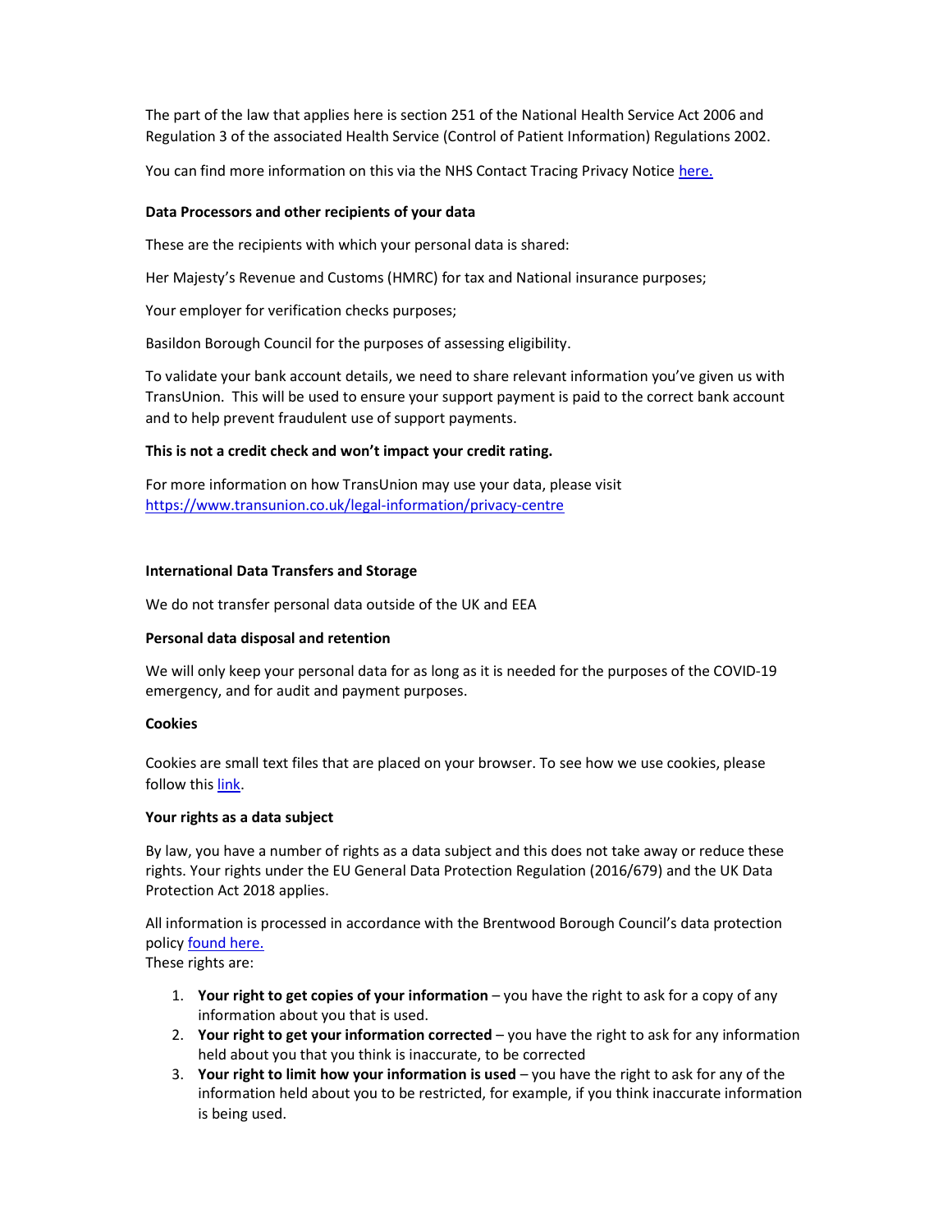The part of the law that applies here is section 251 of the National Health Service Act 2006 and Regulation 3 of the associated Health Service (Control of Patient Information) Regulations 2002.

You can find more information on this via the NHS Contact Tracing Privacy Notice [here.]

**Data Processors and other recipients of your data**

These are the recipients with which your personal data is shared:

Her Majesty's Revenue and Customs (HMRC) for tax and National insurance purposes;

Your employer for verification checks purposes;

Basildon Borough Council for the purposes of assessing eligibility.

To validate your bank account details, we need to share relevant information you've given us with TransUnion. This will be used to ensure your support payment is paid to the correct bank account and to help prevent fraudulent use of support payments.

**This is not a credit check and won't impact your credit rating.**

For more information on how TransUnion may use your data, please visit https://www.transunion.co.uk/legal-information/privacy-centre

**International Data Transfers and Storage**

We do not transfer personal data outside of the UK and EEA

**Personal data disposal and retention**

We will only keep your personal data for as long as it is needed for the purposes of the COVID-19 emergency, and for audit and payment purposes.

**Cookies**

Cookies are small text files that are placed on your browser. To see how we use cookies, please follow this [link].

**Your rights as a data subject**

By law, you have a number of rights as a data subject and this does not take away or reduce these rights. Your rights under the EU General Data Protection Regulation (2016/679) and the UK Data Protection Act 2018 applies.

All information is processed in accordance with the Brentwood Borough Council's data protection policy [found here.]
These rights are:

1. **Your right to get copies of your information** – you have the right to ask for a copy of any information about you that is used.
2. **Your right to get your information corrected** – you have the right to ask for any information held about you that you think is inaccurate, to be corrected
3. **Your right to limit how your information is used** – you have the right to ask for any of the information held about you to be restricted, for example, if you think inaccurate information is being used.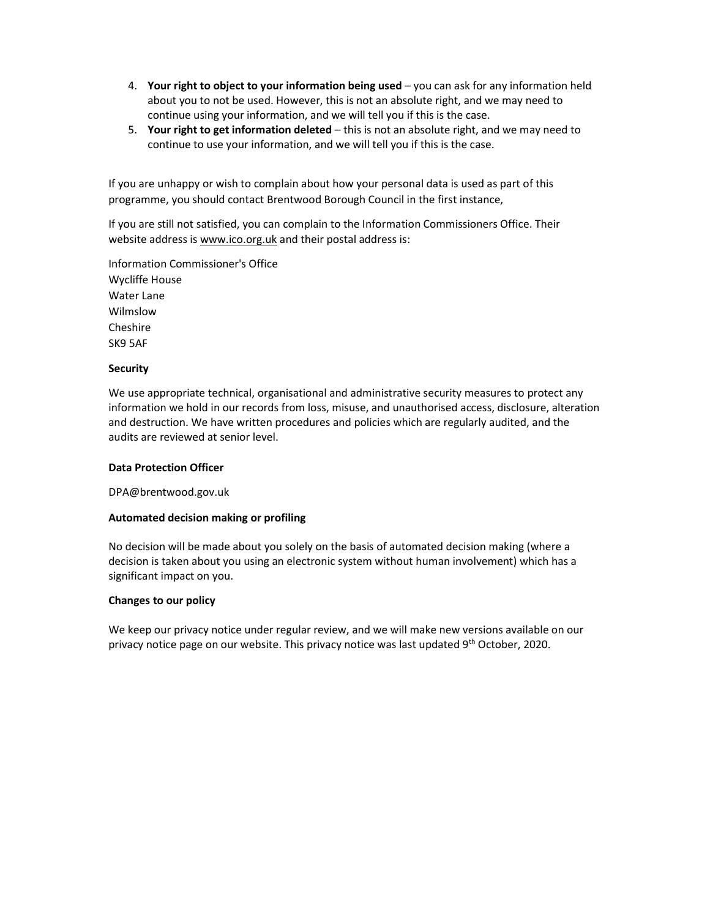4. **Your right to object to your information being used** – you can ask for any information held about you to not be used. However, this is not an absolute right, and we may need to continue using your information, and we will tell you if this is the case.
5. **Your right to get information deleted** – this is not an absolute right, and we may need to continue to use your information, and we will tell you if this is the case.

If you are unhappy or wish to complain about how your personal data is used as part of this programme, you should contact Brentwood Borough Council in the first instance,

If you are still not satisfied, you can complain to the Information Commissioners Office. Their website address is www.ico.org.uk and their postal address is:

Information Commissioner's Office
Wycliffe House
Water Lane
Wilmslow
Cheshire
SK9 5AF

**Security**

We use appropriate technical, organisational and administrative security measures to protect any information we hold in our records from loss, misuse, and unauthorised access, disclosure, alteration and destruction. We have written procedures and policies which are regularly audited, and the audits are reviewed at senior level.

**Data Protection Officer**

DPA@brentwood.gov.uk

**Automated decision making or profiling**

No decision will be made about you solely on the basis of automated decision making (where a decision is taken about you using an electronic system without human involvement) which has a significant impact on you.

**Changes to our policy**

We keep our privacy notice under regular review, and we will make new versions available on our privacy notice page on our website. This privacy notice was last updated 9th October, 2020.